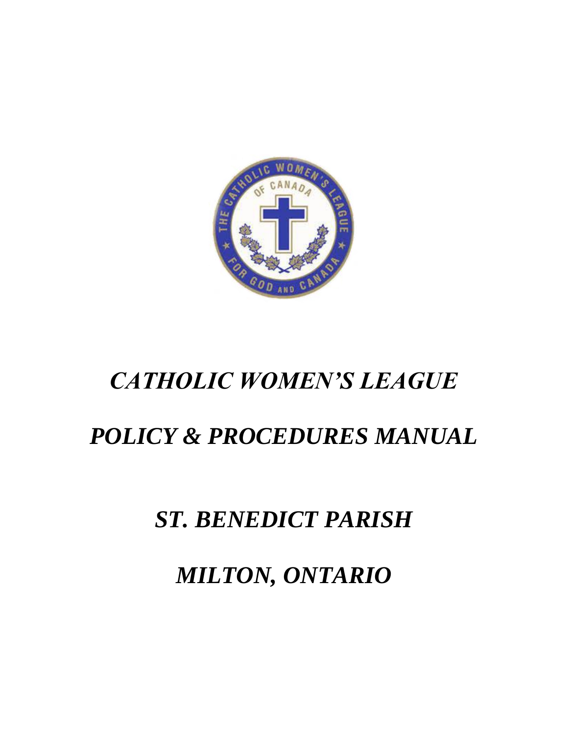# *CATHOLIC WOMEN'S LEAGUE*

# *POLICY & PROCEDURES MANUAL*

## *ST. BENEDICT PARISH*

## *MILTON, ONTARIO*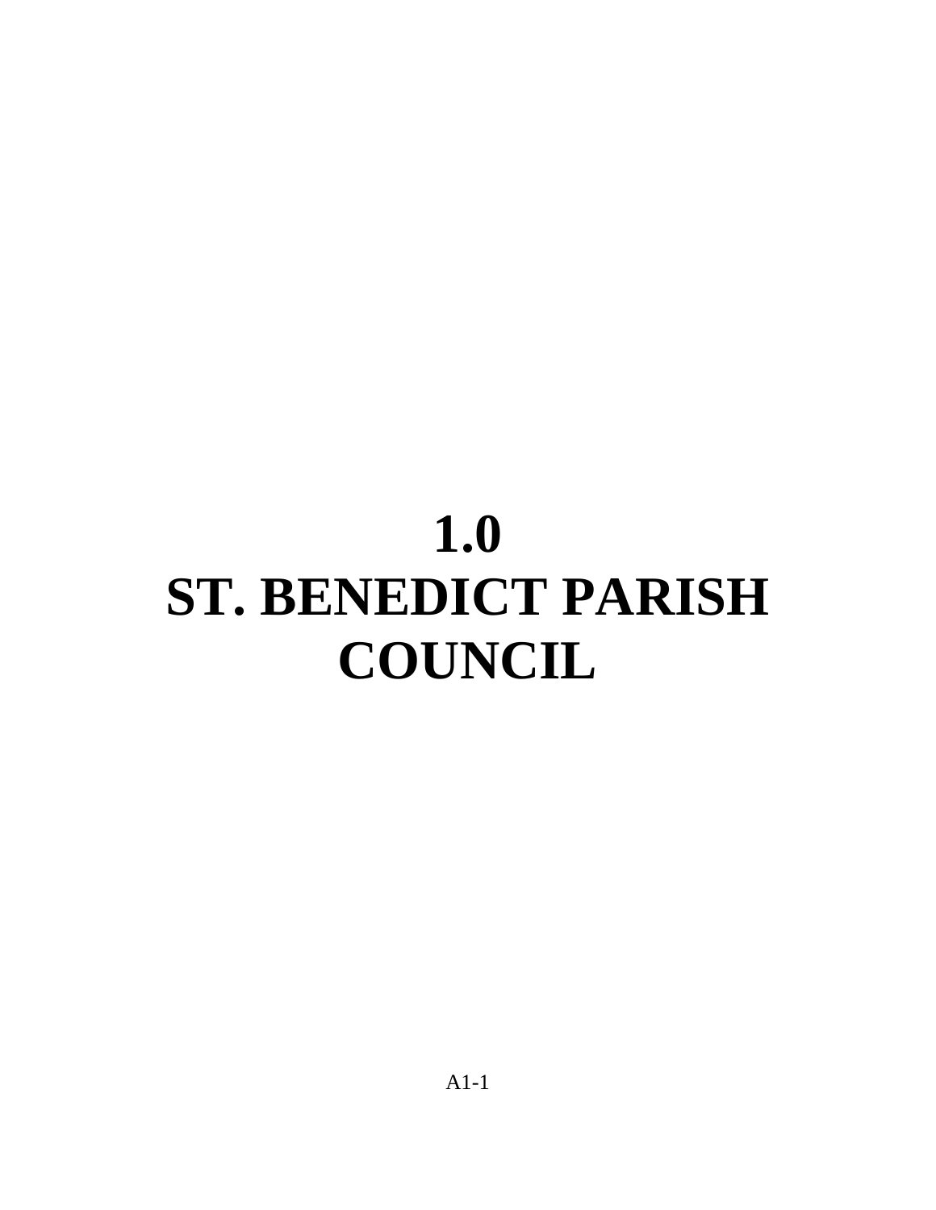# 1.0
# ST. BENEDICT PARISH COUNCIL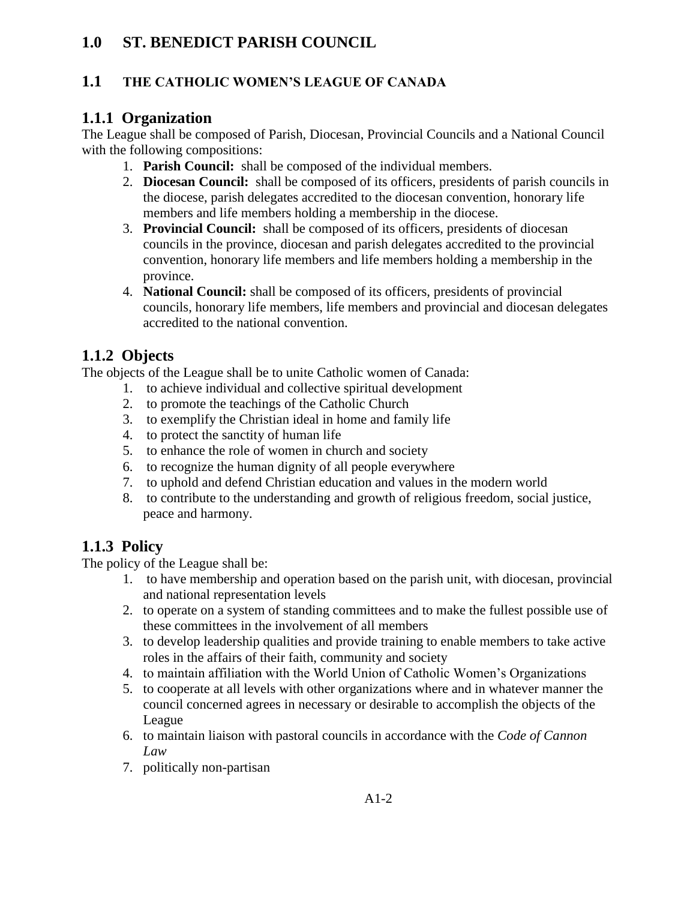# 1.0 ST. BENEDICT PARISH COUNCIL

## 1.1 THE CATHOLIC WOMEN'S LEAGUE OF CANADA

### 1.1.1 Organization

The League shall be composed of Parish, Diocesan, Provincial Councils and a National Council with the following compositions:

1. **Parish Council:** shall be composed of the individual members.
2. **Diocesan Council:** shall be composed of its officers, presidents of parish councils in the diocese, parish delegates accredited to the diocesan convention, honorary life members and life members holding a membership in the diocese.
3. **Provincial Council:** shall be composed of its officers, presidents of diocesan councils in the province, diocesan and parish delegates accredited to the provincial convention, honorary life members and life members holding a membership in the province.
4. **National Council:** shall be composed of its officers, presidents of provincial councils, honorary life members, life members and provincial and diocesan delegates accredited to the national convention.

### 1.1.2 Objects

The objects of the League shall be to unite Catholic women of Canada:

1. to achieve individual and collective spiritual development
2. to promote the teachings of the Catholic Church
3. to exemplify the Christian ideal in home and family life
4. to protect the sanctity of human life
5. to enhance the role of women in church and society
6. to recognize the human dignity of all people everywhere
7. to uphold and defend Christian education and values in the modern world
8. to contribute to the understanding and growth of religious freedom, social justice, peace and harmony.

### 1.1.3 Policy

The policy of the League shall be:

1. to have membership and operation based on the parish unit, with diocesan, provincial and national representation levels
2. to operate on a system of standing committees and to make the fullest possible use of these committees in the involvement of all members
3. to develop leadership qualities and provide training to enable members to take active roles in the affairs of their faith, community and society
4. to maintain affiliation with the World Union of Catholic Women's Organizations
5. to cooperate at all levels with other organizations where and in whatever manner the council concerned agrees in necessary or desirable to accomplish the objects of the League
6. to maintain liaison with pastoral councils in accordance with the *Code of Cannon Law*
7. politically non-partisan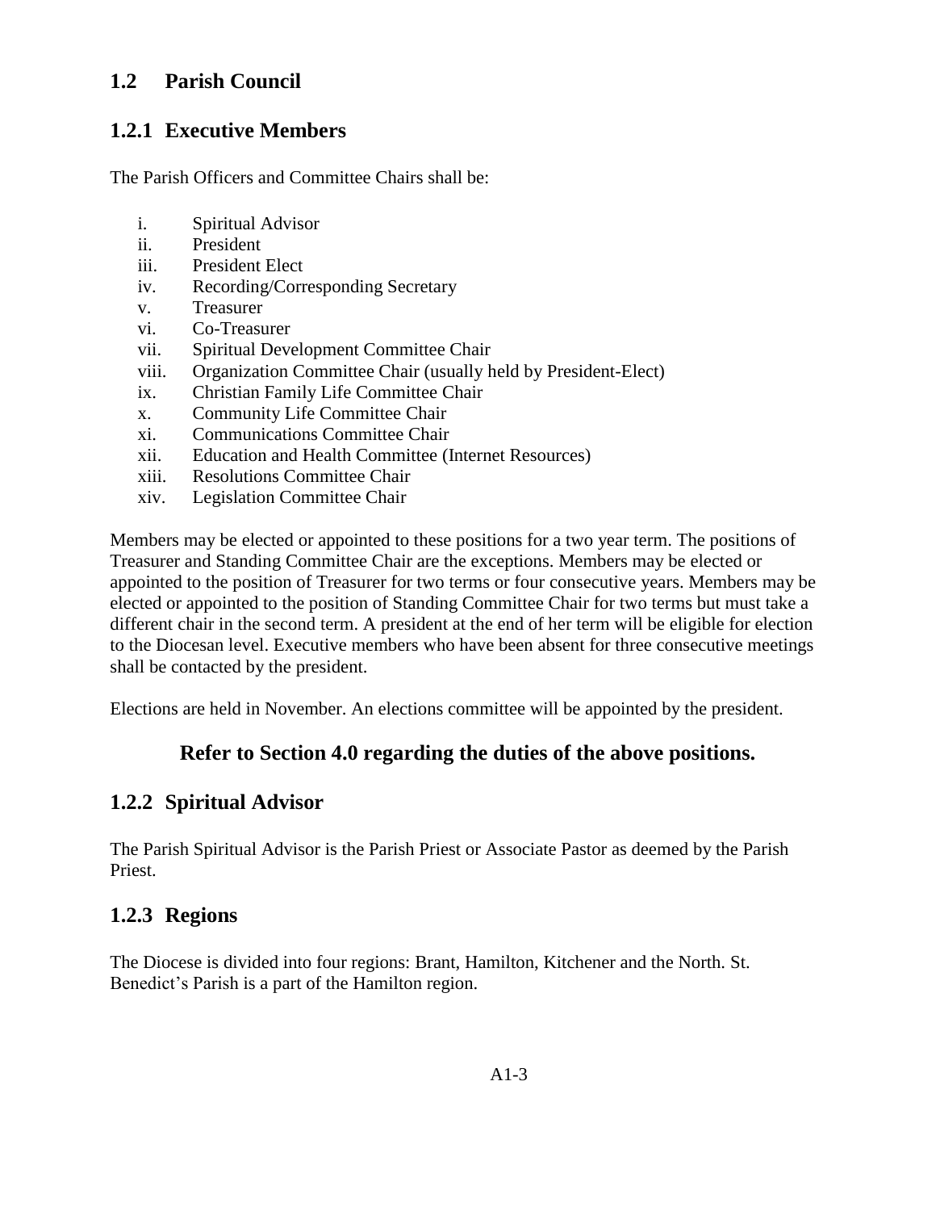## 1.2 Parish Council

### 1.2.1 Executive Members

The Parish Officers and Committee Chairs shall be:

i. Spiritual Advisor
ii. President
iii. President Elect
iv. Recording/Corresponding Secretary
v. Treasurer
vi. Co-Treasurer
vii. Spiritual Development Committee Chair
viii. Organization Committee Chair (usually held by President-Elect)
ix. Christian Family Life Committee Chair
x. Community Life Committee Chair
xi. Communications Committee Chair
xii. Education and Health Committee (Internet Resources)
xiii. Resolutions Committee Chair
xiv. Legislation Committee Chair

Members may be elected or appointed to these positions for a two year term. The positions of Treasurer and Standing Committee Chair are the exceptions. Members may be elected or appointed to the position of Treasurer for two terms or four consecutive years. Members may be elected or appointed to the position of Standing Committee Chair for two terms but must take a different chair in the second term. A president at the end of her term will be eligible for election to the Diocesan level. Executive members who have been absent for three consecutive meetings shall be contacted by the president.

Elections are held in November. An elections committee will be appointed by the president.

**Refer to Section 4.0 regarding the duties of the above positions.**

### 1.2.2 Spiritual Advisor

The Parish Spiritual Advisor is the Parish Priest or Associate Pastor as deemed by the Parish Priest.

### 1.2.3 Regions

The Diocese is divided into four regions: Brant, Hamilton, Kitchener and the North. St. Benedict's Parish is a part of the Hamilton region.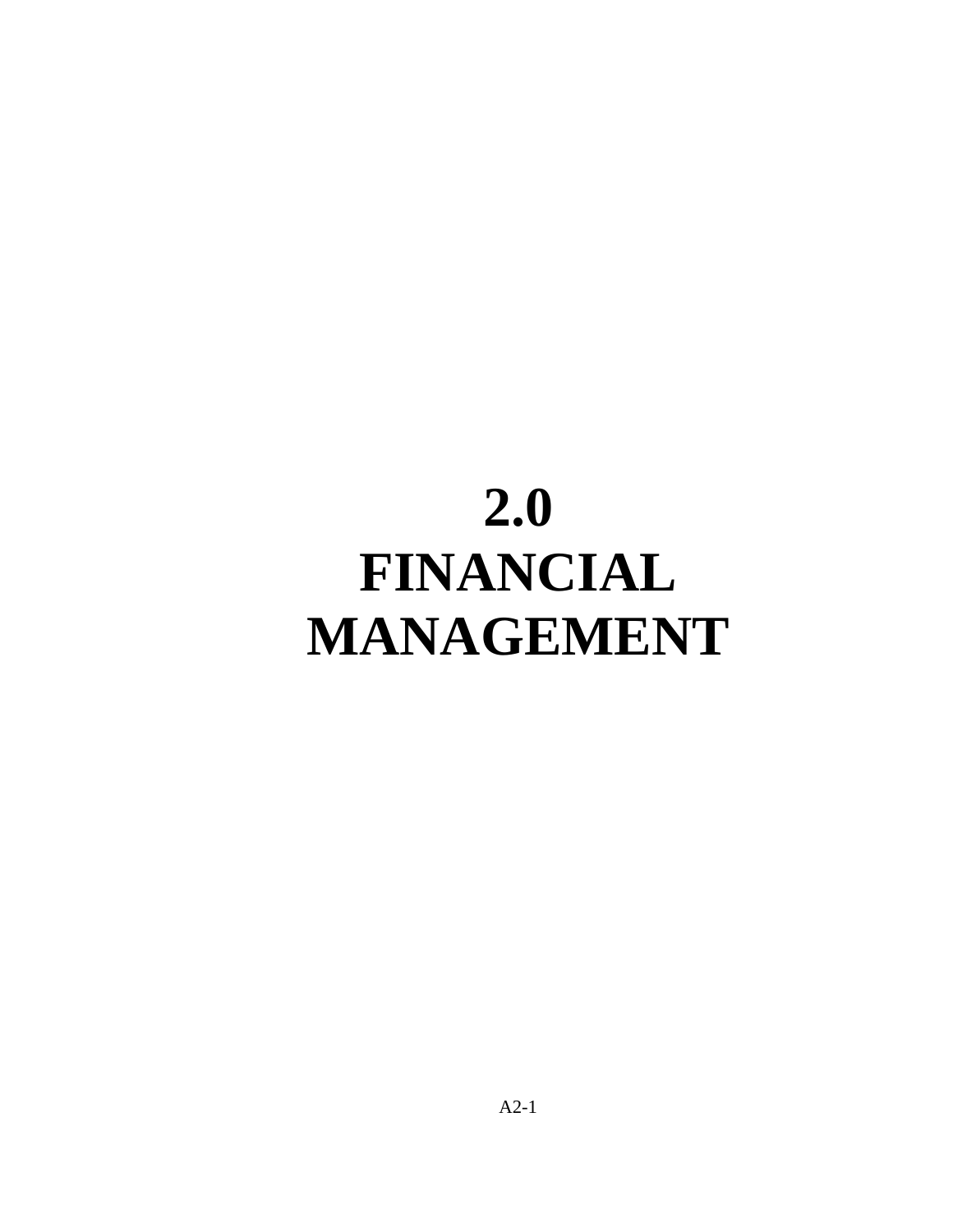# 2.0 FINANCIAL MANAGEMENT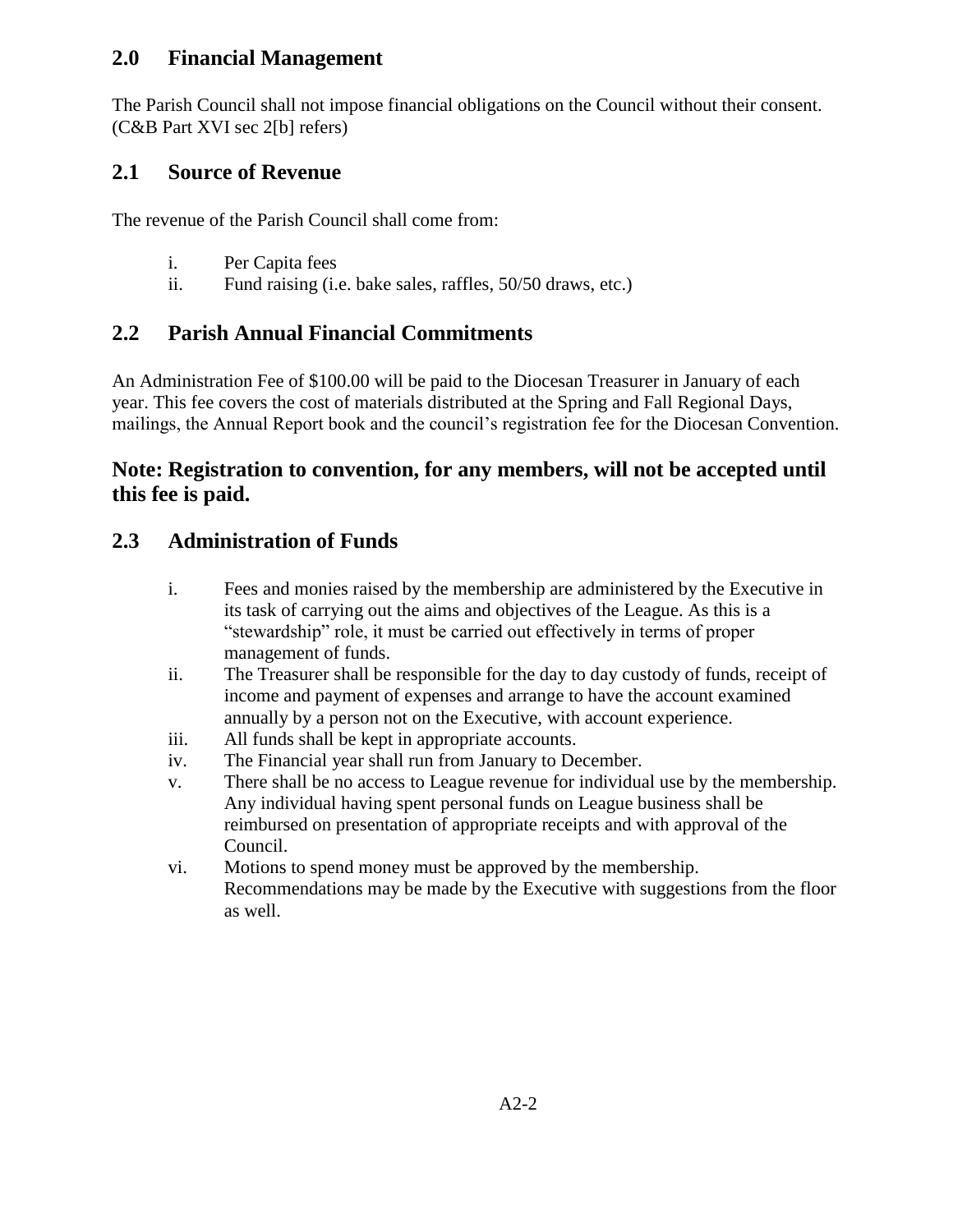## 2.0 Financial Management

The Parish Council shall not impose financial obligations on the Council without their consent. (C&B Part XVI sec 2[b] refers)

## 2.1 Source of Revenue

The revenue of the Parish Council shall come from:

i. Per Capita fees
ii. Fund raising (i.e. bake sales, raffles, 50/50 draws, etc.)

## 2.2 Parish Annual Financial Commitments

An Administration Fee of $100.00 will be paid to the Diocesan Treasurer in January of each year. This fee covers the cost of materials distributed at the Spring and Fall Regional Days, mailings, the Annual Report book and the council's registration fee for the Diocesan Convention.

### Note: Registration to convention, for any members, will not be accepted until this fee is paid.

## 2.3 Administration of Funds

i. Fees and monies raised by the membership are administered by the Executive in its task of carrying out the aims and objectives of the League. As this is a "stewardship" role, it must be carried out effectively in terms of proper management of funds.
ii. The Treasurer shall be responsible for the day to day custody of funds, receipt of income and payment of expenses and arrange to have the account examined annually by a person not on the Executive, with account experience.
iii. All funds shall be kept in appropriate accounts.
iv. The Financial year shall run from January to December.
v. There shall be no access to League revenue for individual use by the membership. Any individual having spent personal funds on League business shall be reimbursed on presentation of appropriate receipts and with approval of the Council.
vi. Motions to spend money must be approved by the membership. Recommendations may be made by the Executive with suggestions from the floor as well.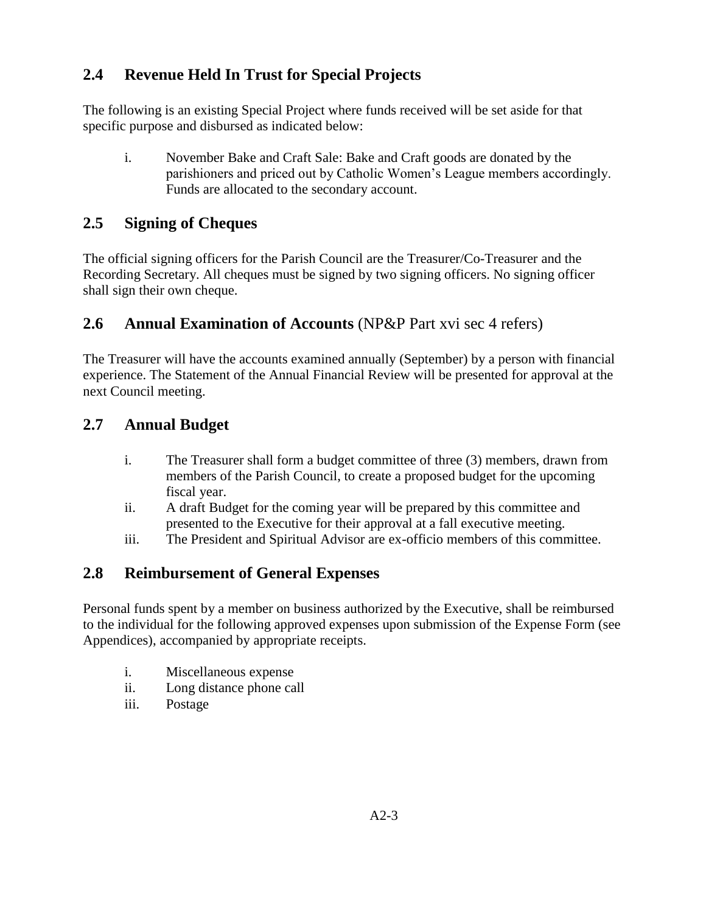## 2.4 Revenue Held In Trust for Special Projects

The following is an existing Special Project where funds received will be set aside for that specific purpose and disbursed as indicated below:

i. November Bake and Craft Sale: Bake and Craft goods are donated by the parishioners and priced out by Catholic Women's League members accordingly. Funds are allocated to the secondary account.

## 2.5 Signing of Cheques

The official signing officers for the Parish Council are the Treasurer/Co-Treasurer and the Recording Secretary. All cheques must be signed by two signing officers. No signing officer shall sign their own cheque.

## 2.6 Annual Examination of Accounts (NP&P Part xvi sec 4 refers)

The Treasurer will have the accounts examined annually (September) by a person with financial experience. The Statement of the Annual Financial Review will be presented for approval at the next Council meeting.

## 2.7 Annual Budget

i. The Treasurer shall form a budget committee of three (3) members, drawn from members of the Parish Council, to create a proposed budget for the upcoming fiscal year.
ii. A draft Budget for the coming year will be prepared by this committee and presented to the Executive for their approval at a fall executive meeting.
iii. The President and Spiritual Advisor are ex-officio members of this committee.

## 2.8 Reimbursement of General Expenses

Personal funds spent by a member on business authorized by the Executive, shall be reimbursed to the individual for the following approved expenses upon submission of the Expense Form (see Appendices), accompanied by appropriate receipts.

i. Miscellaneous expense
ii. Long distance phone call
iii. Postage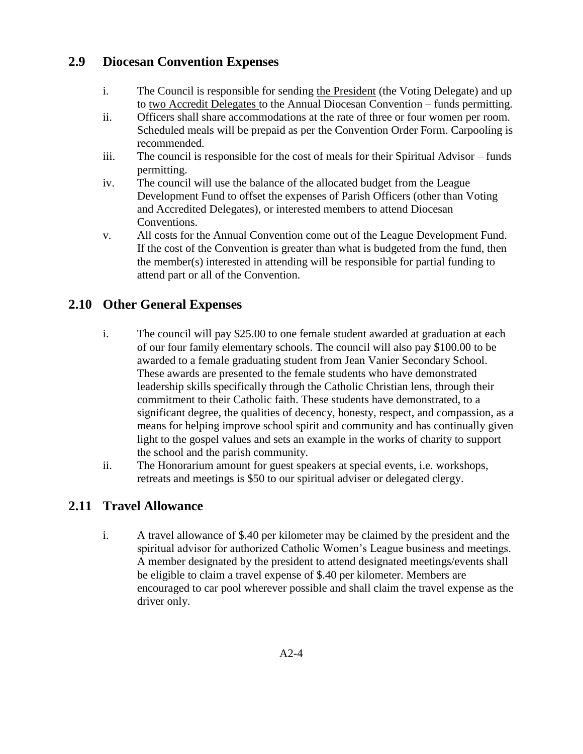## 2.9 Diocesan Convention Expenses

i. The Council is responsible for sending the President (the Voting Delegate) and up to two Accredit Delegates to the Annual Diocesan Convention – funds permitting.

ii. Officers shall share accommodations at the rate of three or four women per room. Scheduled meals will be prepaid as per the Convention Order Form. Carpooling is recommended.

iii. The council is responsible for the cost of meals for their Spiritual Advisor – funds permitting.

iv. The council will use the balance of the allocated budget from the League Development Fund to offset the expenses of Parish Officers (other than Voting and Accredited Delegates), or interested members to attend Diocesan Conventions.

v. All costs for the Annual Convention come out of the League Development Fund. If the cost of the Convention is greater than what is budgeted from the fund, then the member(s) interested in attending will be responsible for partial funding to attend part or all of the Convention.

## 2.10 Other General Expenses

i. The council will pay $25.00 to one female student awarded at graduation at each of our four family elementary schools. The council will also pay $100.00 to be awarded to a female graduating student from Jean Vanier Secondary School. These awards are presented to the female students who have demonstrated leadership skills specifically through the Catholic Christian lens, through their commitment to their Catholic faith. These students have demonstrated, to a significant degree, the qualities of decency, honesty, respect, and compassion, as a means for helping improve school spirit and community and has continually given light to the gospel values and sets an example in the works of charity to support the school and the parish community.

ii. The Honorarium amount for guest speakers at special events, i.e. workshops, retreats and meetings is $50 to our spiritual adviser or delegated clergy.

## 2.11 Travel Allowance

i. A travel allowance of $.40 per kilometer may be claimed by the president and the spiritual advisor for authorized Catholic Women's League business and meetings. A member designated by the president to attend designated meetings/events shall be eligible to claim a travel expense of $.40 per kilometer. Members are encouraged to car pool wherever possible and shall claim the travel expense as the driver only.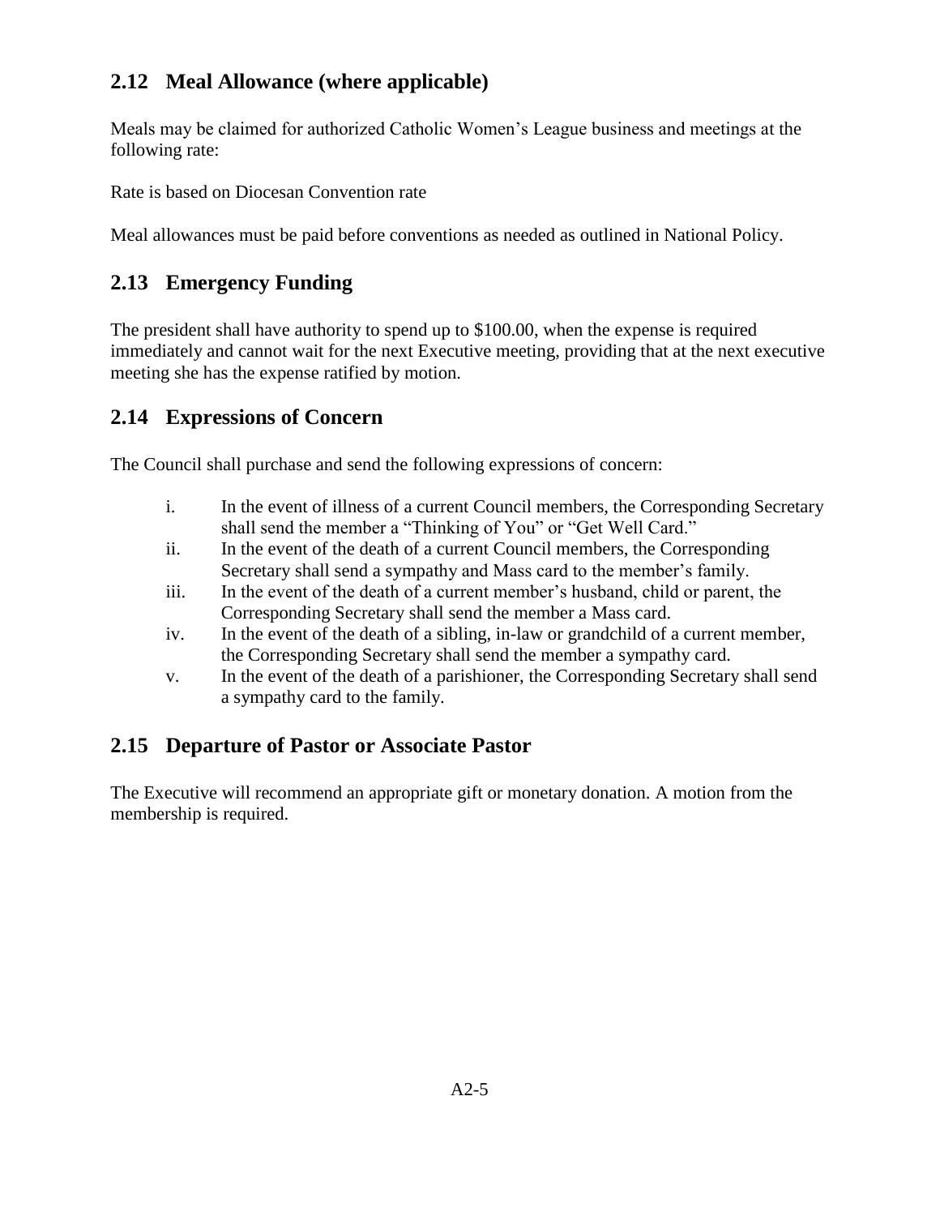## 2.12 Meal Allowance (where applicable)

Meals may be claimed for authorized Catholic Women's League business and meetings at the following rate:

Rate is based on Diocesan Convention rate

Meal allowances must be paid before conventions as needed as outlined in National Policy.

## 2.13 Emergency Funding

The president shall have authority to spend up to $100.00, when the expense is required immediately and cannot wait for the next Executive meeting, providing that at the next executive meeting she has the expense ratified by motion.

## 2.14 Expressions of Concern

The Council shall purchase and send the following expressions of concern:

i. In the event of illness of a current Council members, the Corresponding Secretary shall send the member a "Thinking of You" or "Get Well Card."

ii. In the event of the death of a current Council members, the Corresponding Secretary shall send a sympathy and Mass card to the member's family.

iii. In the event of the death of a current member's husband, child or parent, the Corresponding Secretary shall send the member a Mass card.

iv. In the event of the death of a sibling, in-law or grandchild of a current member, the Corresponding Secretary shall send the member a sympathy card.

v. In the event of the death of a parishioner, the Corresponding Secretary shall send a sympathy card to the family.

## 2.15 Departure of Pastor or Associate Pastor

The Executive will recommend an appropriate gift or monetary donation. A motion from the membership is required.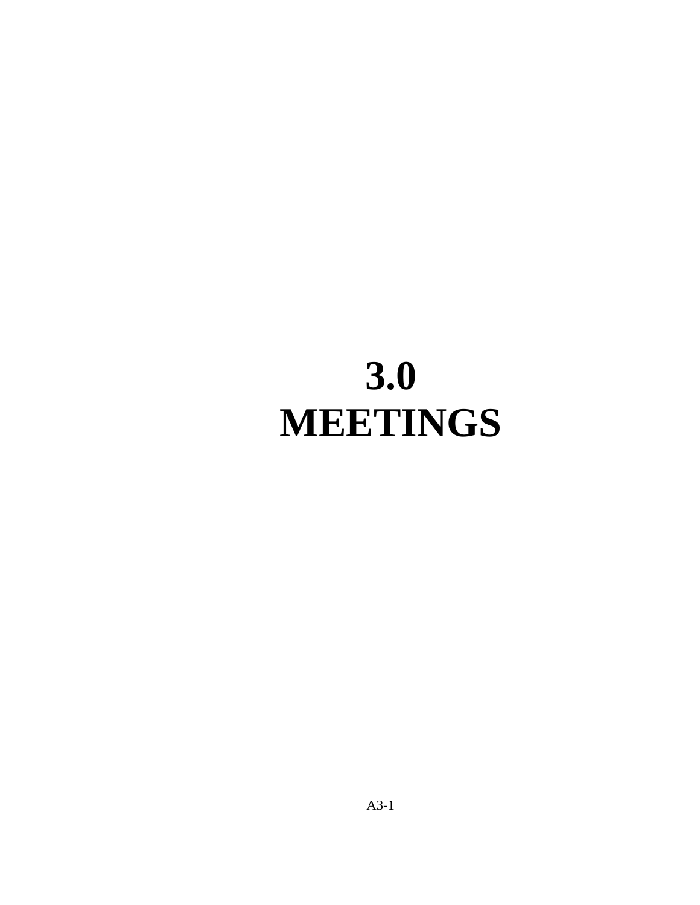# 3.0 MEETINGS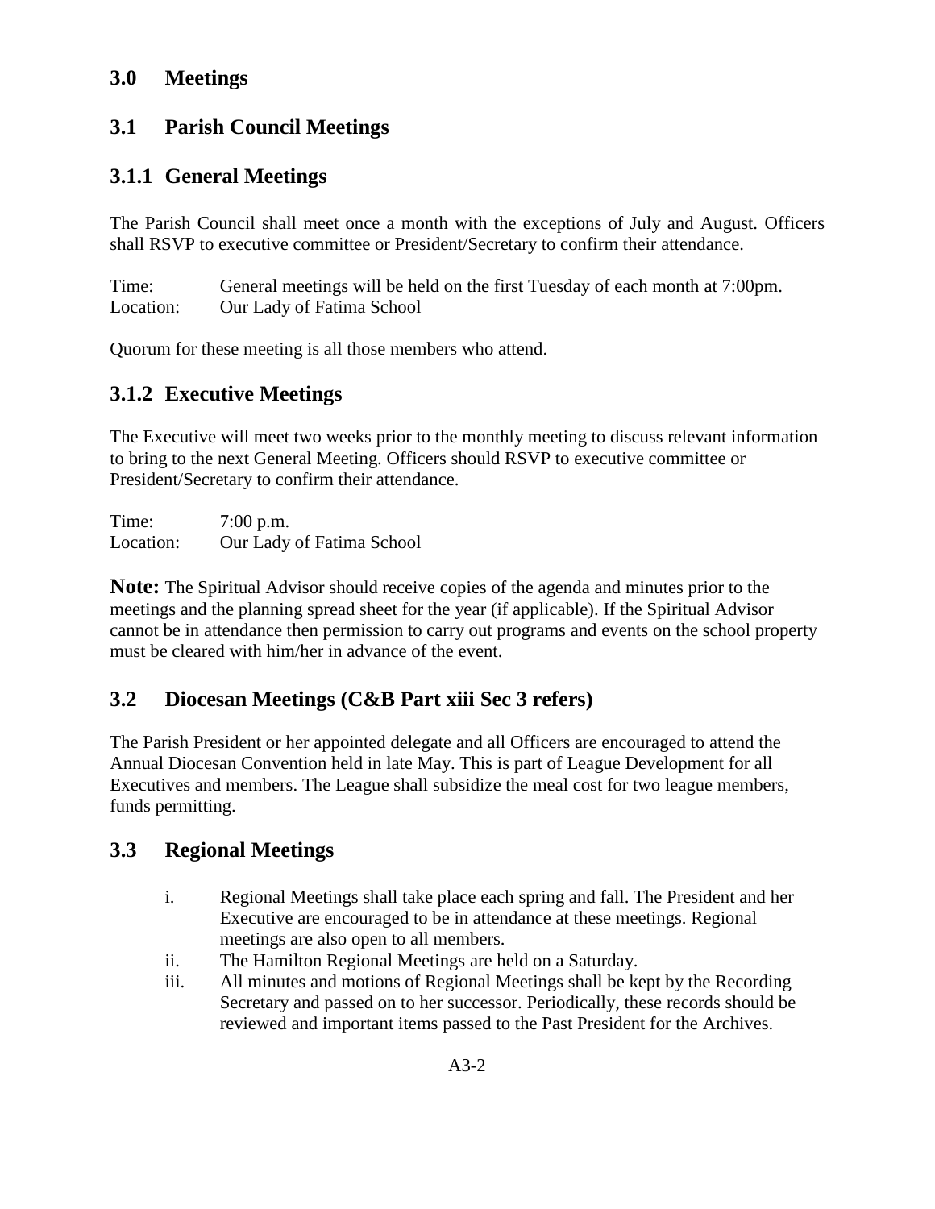## 3.0 Meetings

## 3.1 Parish Council Meetings

### 3.1.1 General Meetings

The Parish Council shall meet once a month with the exceptions of July and August. Officers shall RSVP to executive committee or President/Secretary to confirm their attendance.

Time: General meetings will be held on the first Tuesday of each month at 7:00pm.
Location: Our Lady of Fatima School

Quorum for these meeting is all those members who attend.

### 3.1.2 Executive Meetings

The Executive will meet two weeks prior to the monthly meeting to discuss relevant information to bring to the next General Meeting. Officers should RSVP to executive committee or President/Secretary to confirm their attendance.

Time: 7:00 p.m.
Location: Our Lady of Fatima School

**Note:** The Spiritual Advisor should receive copies of the agenda and minutes prior to the meetings and the planning spread sheet for the year (if applicable). If the Spiritual Advisor cannot be in attendance then permission to carry out programs and events on the school property must be cleared with him/her in advance of the event.

## 3.2 Diocesan Meetings (C&B Part xiii Sec 3 refers)

The Parish President or her appointed delegate and all Officers are encouraged to attend the Annual Diocesan Convention held in late May. This is part of League Development for all Executives and members. The League shall subsidize the meal cost for two league members, funds permitting.

## 3.3 Regional Meetings

i. Regional Meetings shall take place each spring and fall. The President and her Executive are encouraged to be in attendance at these meetings. Regional meetings are also open to all members.

ii. The Hamilton Regional Meetings are held on a Saturday.

iii. All minutes and motions of Regional Meetings shall be kept by the Recording Secretary and passed on to her successor. Periodically, these records should be reviewed and important items passed to the Past President for the Archives.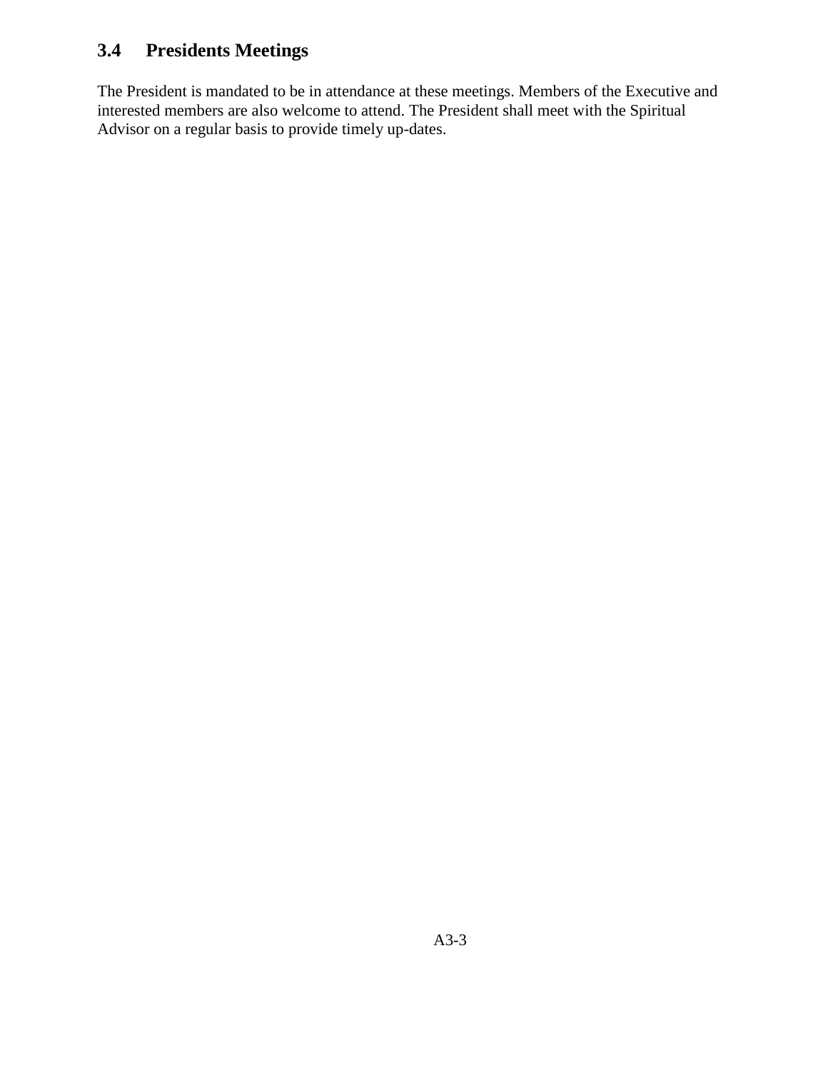## 3.4 Presidents Meetings

The President is mandated to be in attendance at these meetings. Members of the Executive and interested members are also welcome to attend. The President shall meet with the Spiritual Advisor on a regular basis to provide timely up-dates.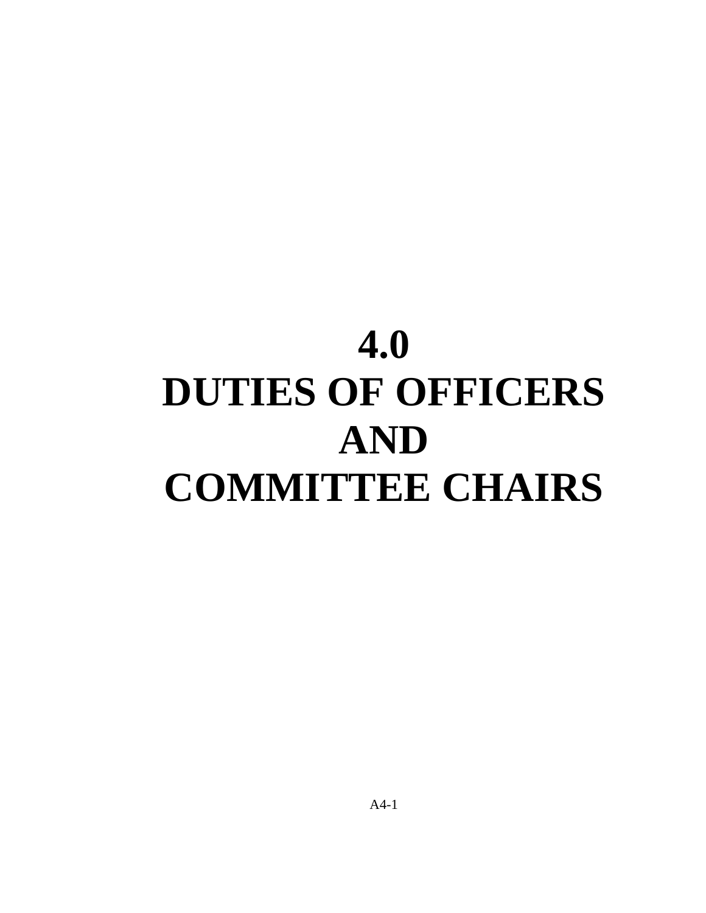# 4.0 DUTIES OF OFFICERS AND COMMITTEE CHAIRS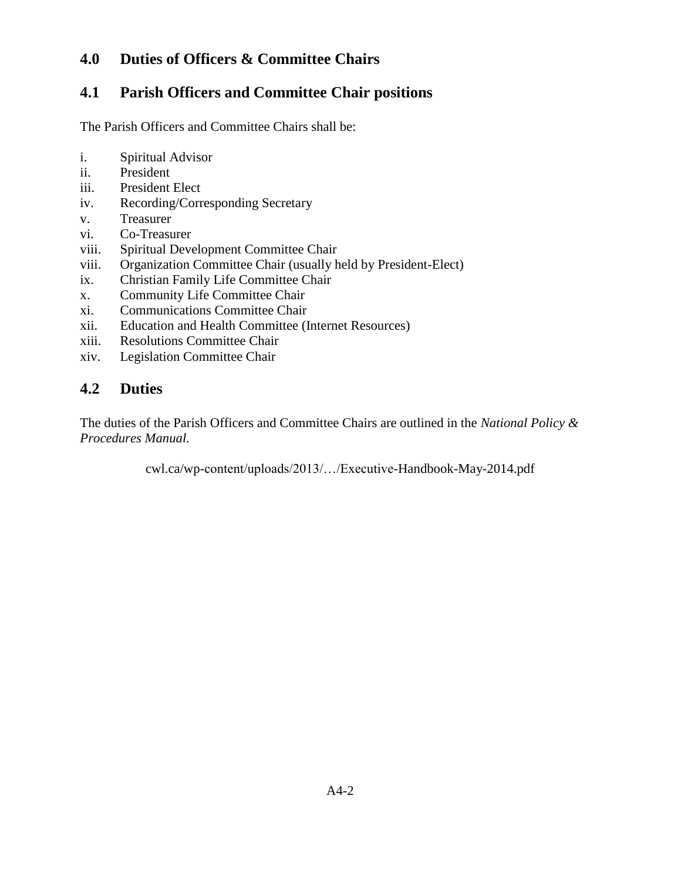## 4.0 Duties of Officers & Committee Chairs

## 4.1 Parish Officers and Committee Chair positions

The Parish Officers and Committee Chairs shall be:

i. Spiritual Advisor
ii. President
iii. President Elect
iv. Recording/Corresponding Secretary
v. Treasurer
vi. Co-Treasurer
viii. Spiritual Development Committee Chair
viii. Organization Committee Chair (usually held by President-Elect)
ix. Christian Family Life Committee Chair
x. Community Life Committee Chair
xi. Communications Committee Chair
xii. Education and Health Committee (Internet Resources)
xiii. Resolutions Committee Chair
xiv. Legislation Committee Chair

## 4.2 Duties

The duties of the Parish Officers and Committee Chairs are outlined in the *National Policy & Procedures Manual.*

cwl.ca/wp-content/uploads/2013/…/Executive-Handbook-May-2014.pdf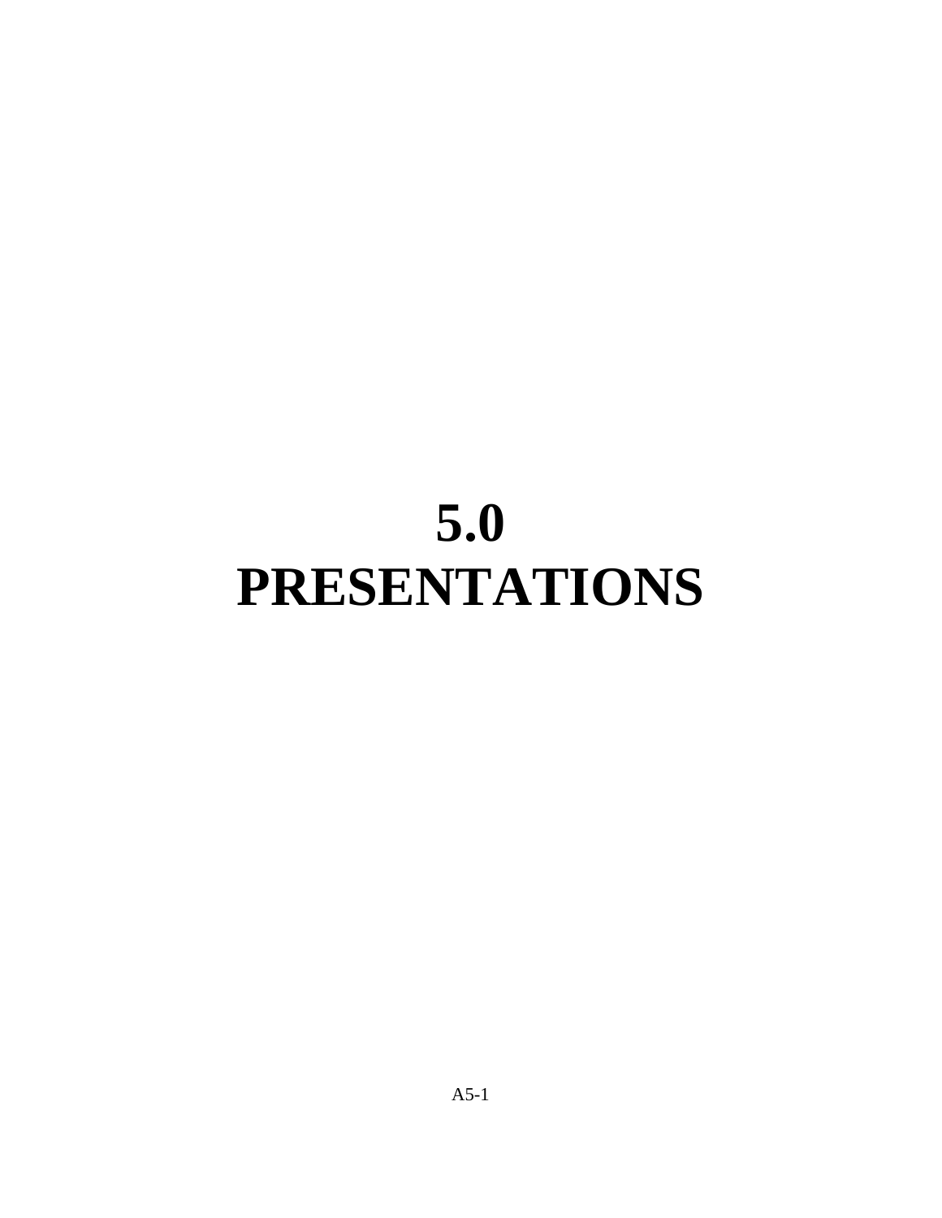# 5.0 PRESENTATIONS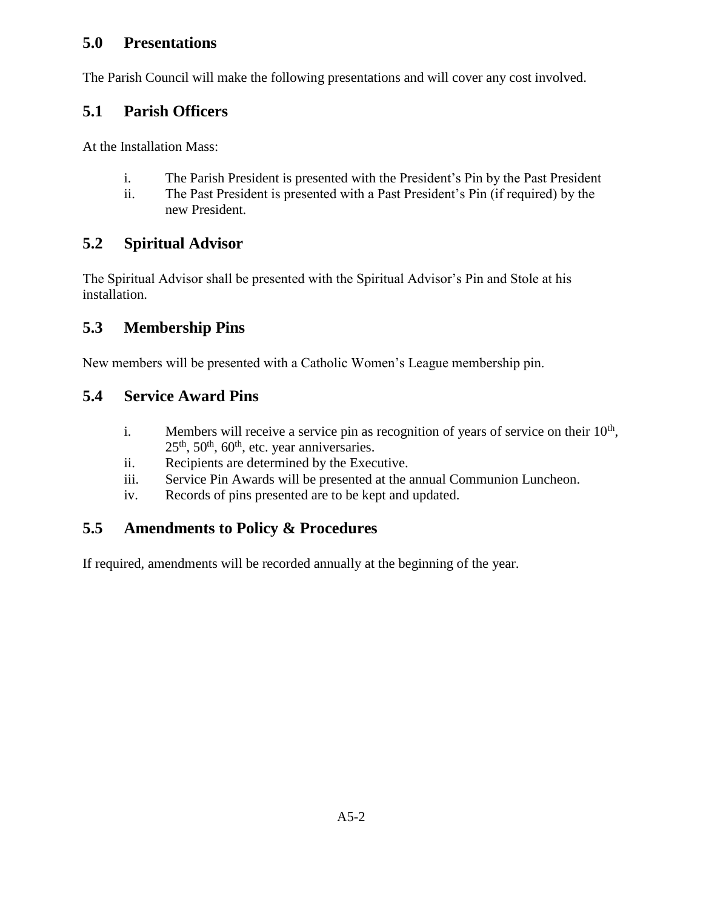## 5.0 Presentations

The Parish Council will make the following presentations and will cover any cost involved.

## 5.1 Parish Officers

At the Installation Mass:

i. The Parish President is presented with the President's Pin by the Past President
ii. The Past President is presented with a Past President's Pin (if required) by the new President.

## 5.2 Spiritual Advisor

The Spiritual Advisor shall be presented with the Spiritual Advisor's Pin and Stole at his installation.

## 5.3 Membership Pins

New members will be presented with a Catholic Women's League membership pin.

## 5.4 Service Award Pins

i. Members will receive a service pin as recognition of years of service on their 10th, 25th, 50th, 60th, etc. year anniversaries.
ii. Recipients are determined by the Executive.
iii. Service Pin Awards will be presented at the annual Communion Luncheon.
iv. Records of pins presented are to be kept and updated.

## 5.5 Amendments to Policy & Procedures

If required, amendments will be recorded annually at the beginning of the year.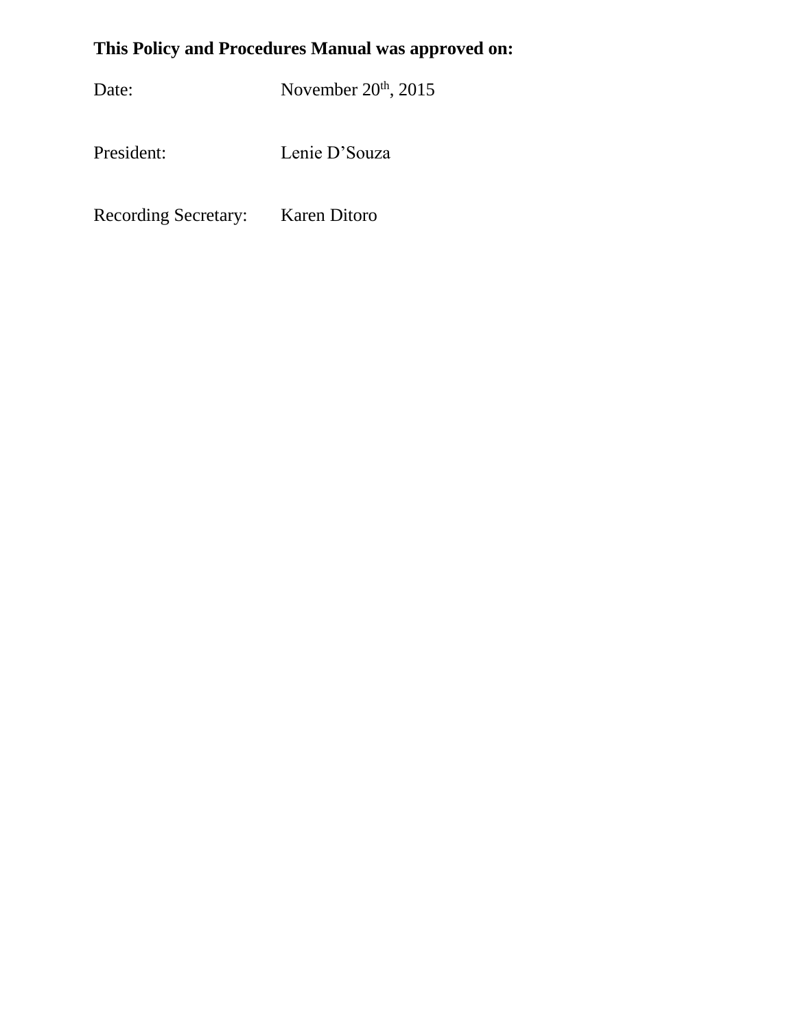**This Policy and Procedures Manual was approved on:**

Date: November 20th, 2015

President: Lenie D'Souza

Recording Secretary: Karen Ditoro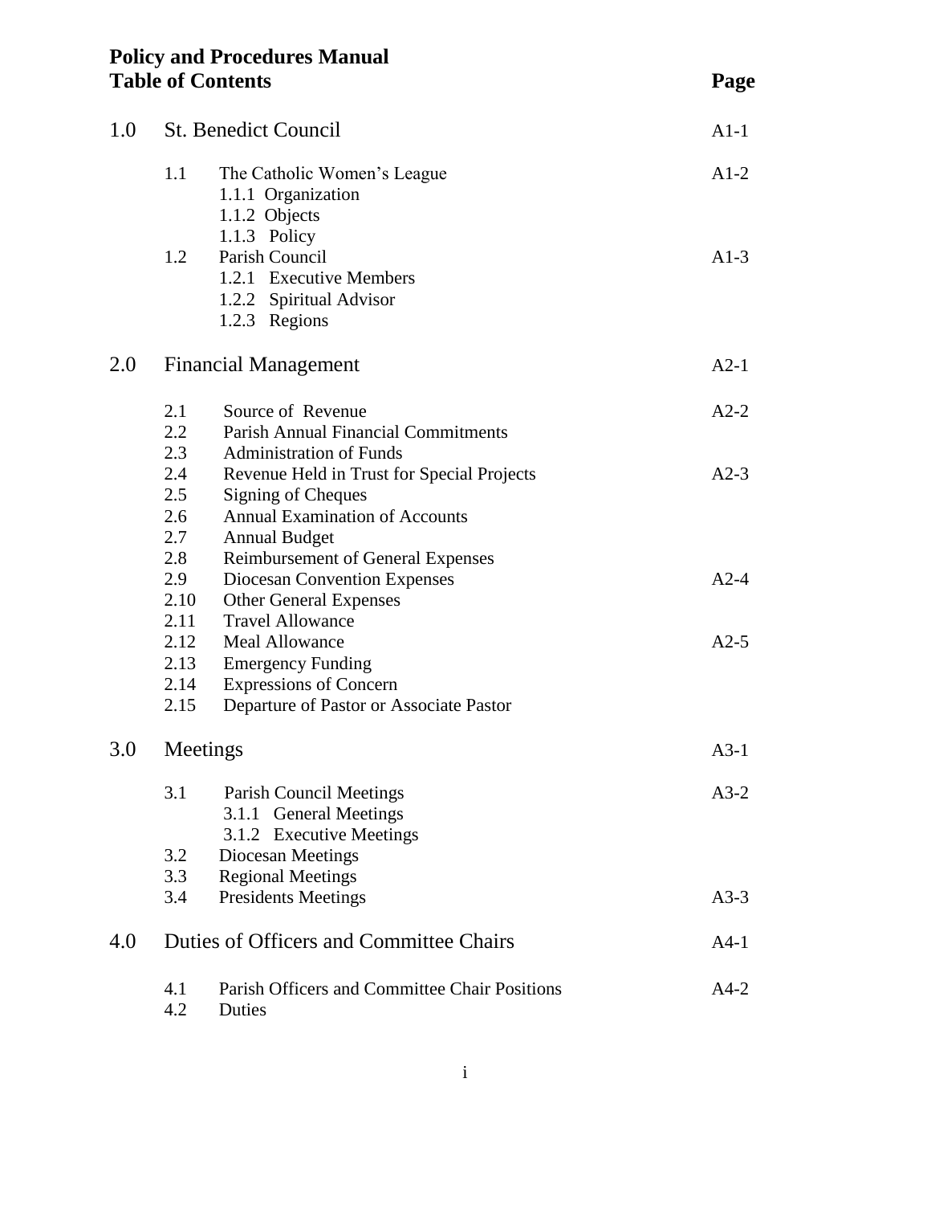# Policy and Procedures Manual
## Table of Contents

| | | Page |
|---|---|---|
| **1.0** | **St. Benedict Council** | A1-1 |
| 1.1 | The Catholic Women's League | A1-2 |
| | 1.1.1 Organization | |
| | 1.1.2 Objects | |
| | 1.1.3 Policy | |
| 1.2 | Parish Council | A1-3 |
| | 1.2.1 Executive Members | |
| | 1.2.2 Spiritual Advisor | |
| | 1.2.3 Regions | |
| **2.0** | **Financial Management** | A2-1 |
| 2.1 | Source of Revenue | A2-2 |
| 2.2 | Parish Annual Financial Commitments | |
| 2.3 | Administration of Funds | |
| 2.4 | Revenue Held in Trust for Special Projects | A2-3 |
| 2.5 | Signing of Cheques | |
| 2.6 | Annual Examination of Accounts | |
| 2.7 | Annual Budget | |
| 2.8 | Reimbursement of General Expenses | |
| 2.9 | Diocesan Convention Expenses | A2-4 |
| 2.10 | Other General Expenses | |
| 2.11 | Travel Allowance | |
| 2.12 | Meal Allowance | A2-5 |
| 2.13 | Emergency Funding | |
| 2.14 | Expressions of Concern | |
| 2.15 | Departure of Pastor or Associate Pastor | |
| **3.0** | **Meetings** | A3-1 |
| 3.1 | Parish Council Meetings | A3-2 |
| | 3.1.1 General Meetings | |
| | 3.1.2 Executive Meetings | |
| 3.2 | Diocesan Meetings | |
| 3.3 | Regional Meetings | |
| 3.4 | Presidents Meetings | A3-3 |
| **4.0** | **Duties of Officers and Committee Chairs** | A4-1 |
| 4.1 | Parish Officers and Committee Chair Positions | A4-2 |
| 4.2 | Duties | |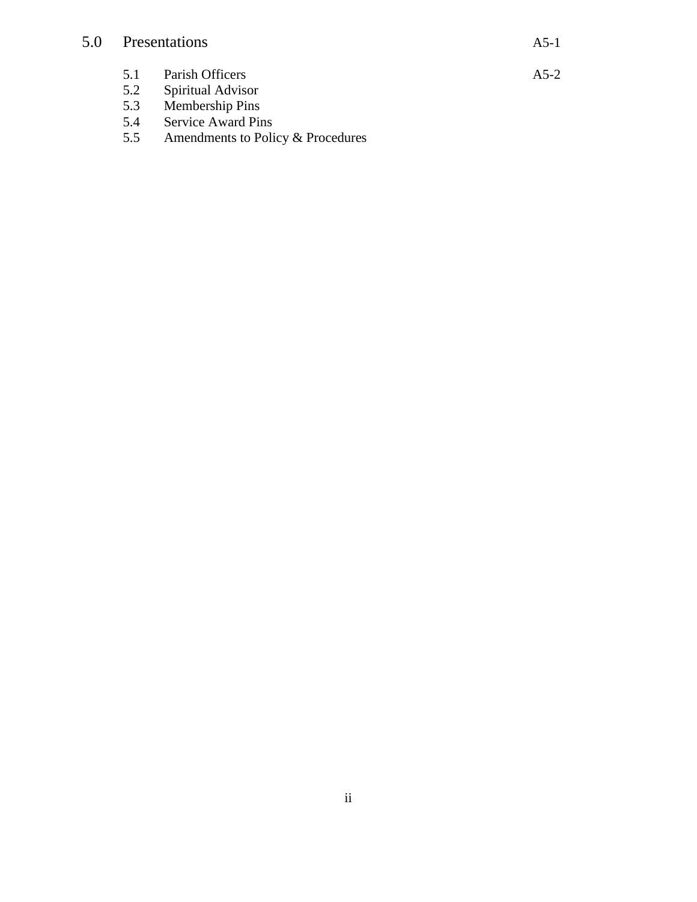## 5.0 Presentations A5-1

- 5.1 Parish Officers A5-2
- 5.2 Spiritual Advisor
- 5.3 Membership Pins
- 5.4 Service Award Pins
- 5.5 Amendments to Policy & Procedures